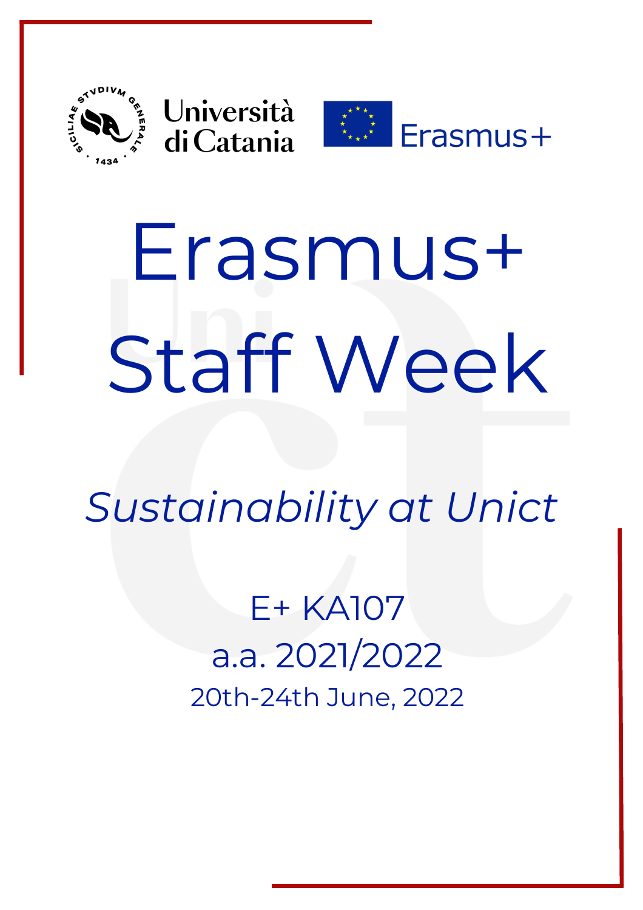Università di Catania

Erasmus+

# Erasmus+ Staff Week

*Sustainability at Unict*

E+ KA107

a.a. 2021/2022

20th-24th June, 2022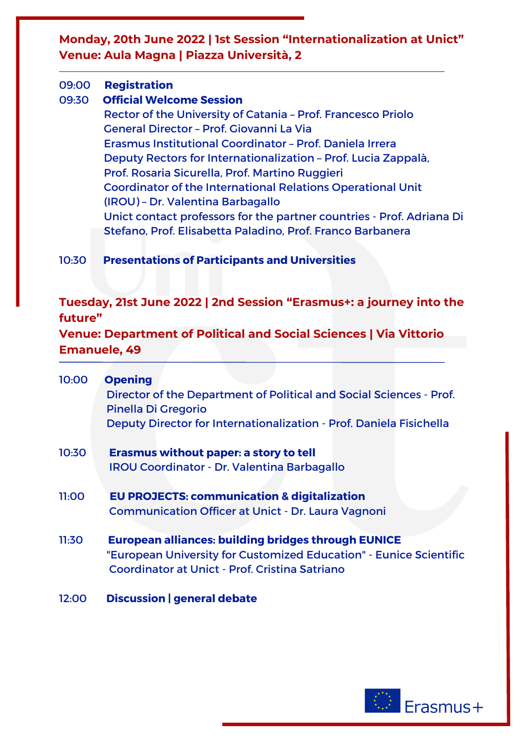## Monday, 20th June 2022 | 1st Session "Internationalization at Unict"
## Venue: Aula Magna | Piazza Università, 2

---

09:00 **Registration**

09:30 **Official Welcome Session**

Rector of the University of Catania – Prof. Francesco Priolo
General Director – Prof. Giovanni La Via
Erasmus Institutional Coordinator – Prof. Daniela Irrera
Deputy Rectors for Internationalization – Prof. Lucia Zappalà, Prof. Rosaria Sicurella, Prof. Martino Ruggieri
Coordinator of the International Relations Operational Unit (IROU) – Dr. Valentina Barbagallo
Unict contact professors for the partner countries - Prof. Adriana Di Stefano, Prof. Elisabetta Paladino, Prof. Franco Barbanera

10:30 **Presentations of Participants and Universities**

## Tuesday, 21st June 2022 | 2nd Session "Erasmus+: a journey into the future"
## Venue: Department of Political and Social Sciences | Via Vittorio Emanuele, 49

---

10:00 **Opening**

Director of the Department of Political and Social Sciences - Prof. Pinella Di Gregorio
Deputy Director for Internationalization - Prof. Daniela Fisichella

10:30 **Erasmus without paper: a story to tell**

IROU Coordinator - Dr. Valentina Barbagallo

11:00 **EU PROJECTS: communication & digitalization**

Communication Officer at Unict - Dr. Laura Vagnoni

11:30 **European alliances: building bridges through EUNICE**

"European University for Customized Education" - Eunice Scientific Coordinator at Unict - Prof. Cristina Satriano

12:00 **Discussion | general debate**

Erasmus+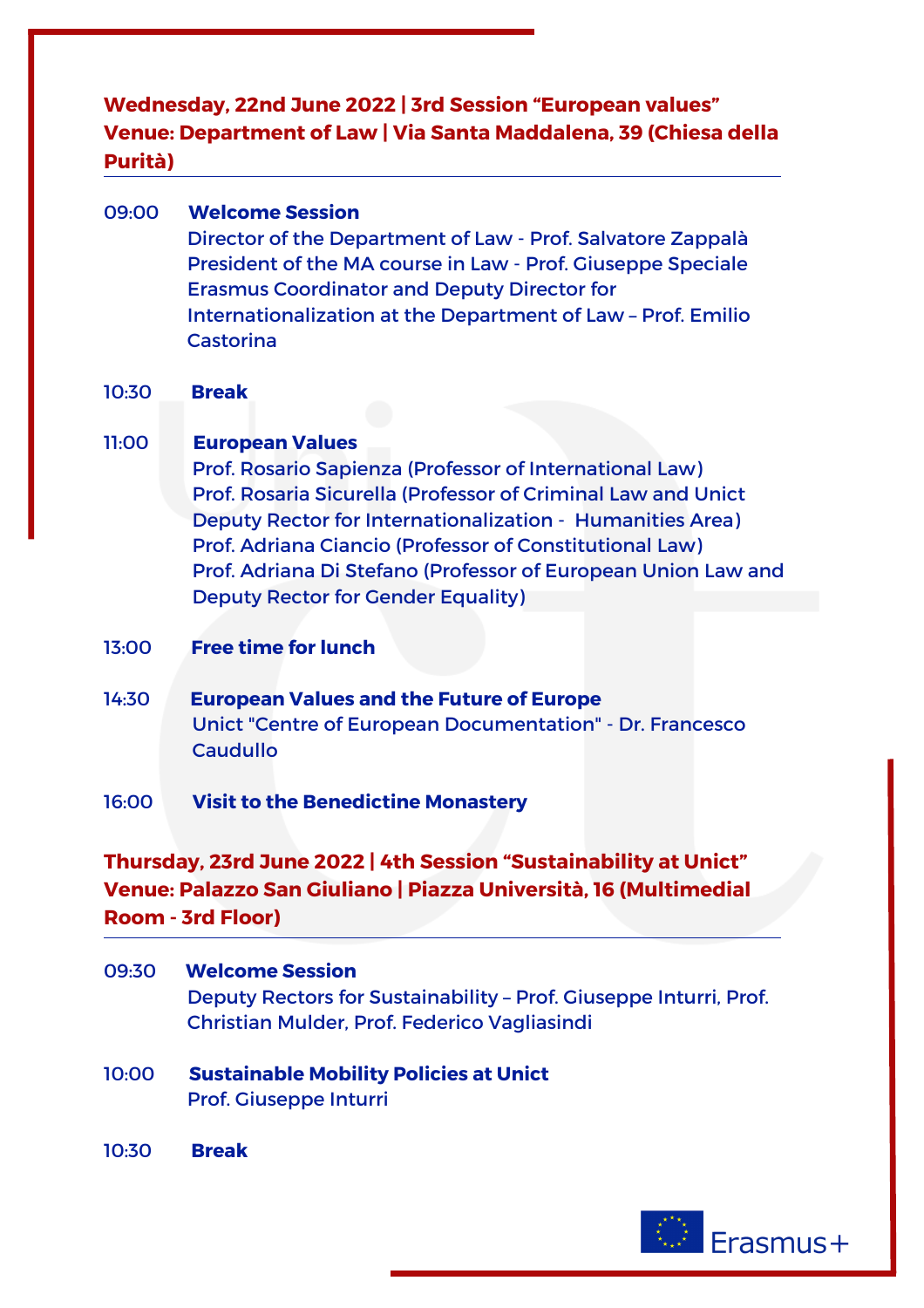### Wednesday, 22nd June 2022 | 3rd Session “European values”
### Venue: Department of Law | Via Santa Maddalena, 39 (Chiesa della Purità)

09:00 **Welcome Session**
Director of the Department of Law - Prof. Salvatore Zappalà
President of the MA course in Law - Prof. Giuseppe Speciale
Erasmus Coordinator and Deputy Director for Internationalization at the Department of Law – Prof. Emilio Castorina

10:30 **Break**

11:00 **European Values**
Prof. Rosario Sapienza (Professor of International Law)
Prof. Rosaria Sicurella (Professor of Criminal Law and Unict Deputy Rector for Internationalization - Humanities Area)
Prof. Adriana Ciancio (Professor of Constitutional Law)
Prof. Adriana Di Stefano (Professor of European Union Law and Deputy Rector for Gender Equality)

13:00 **Free time for lunch**

14:30 **European Values and the Future of Europe**
Unict "Centre of European Documentation" - Dr. Francesco Caudullo

16:00 **Visit to the Benedictine Monastery**

### Thursday, 23rd June 2022 | 4th Session “Sustainability at Unict”
### Venue: Palazzo San Giuliano | Piazza Università, 16 (Multimedial Room - 3rd Floor)

09:30 **Welcome Session**
Deputy Rectors for Sustainability – Prof. Giuseppe Inturri, Prof. Christian Mulder, Prof. Federico Vagliasindi

10:00 **Sustainable Mobility Policies at Unict**
Prof. Giuseppe Inturri

10:30 **Break**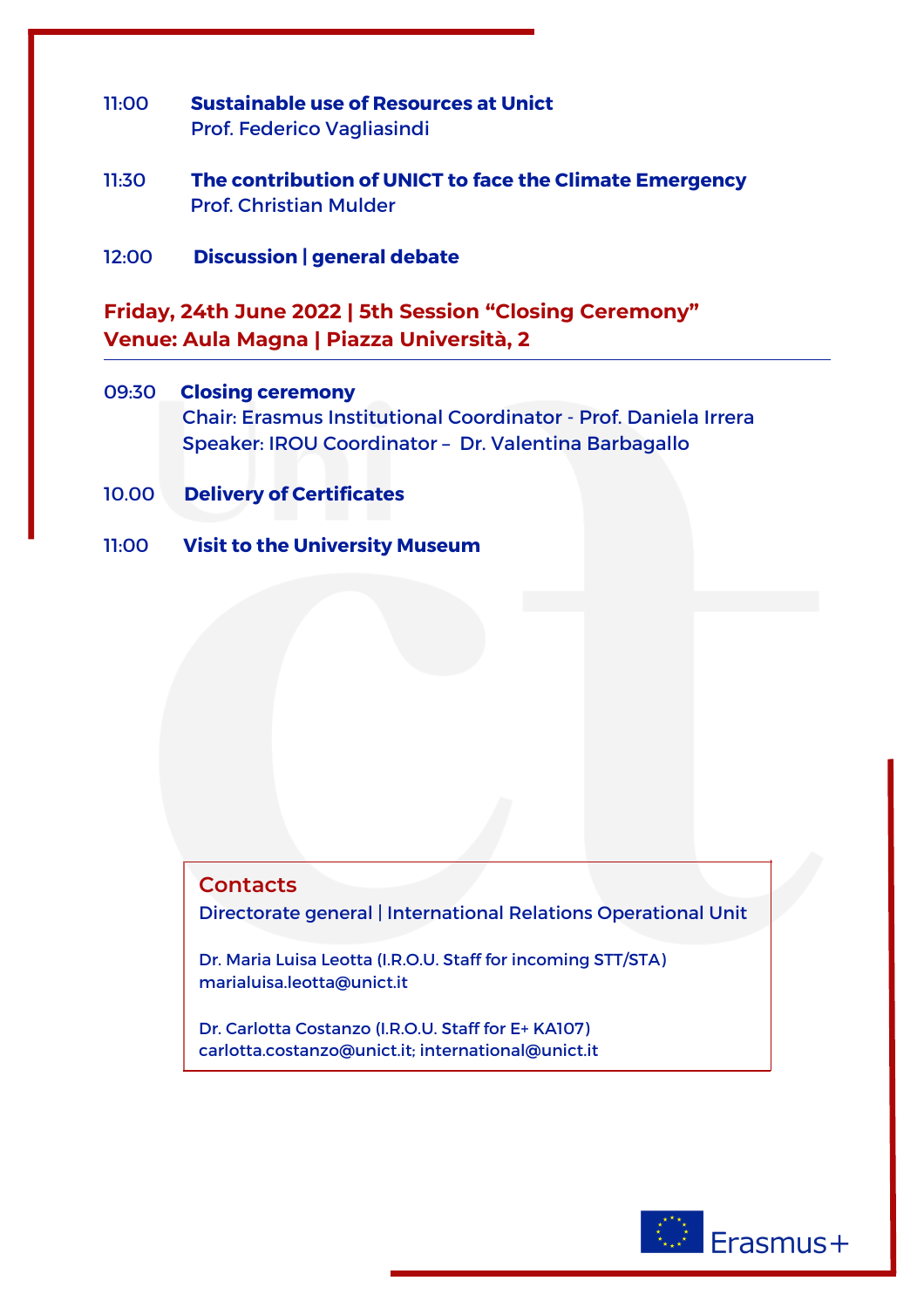11:00 **Sustainable use of Resources at Unict**
Prof. Federico Vagliasindi

11:30 **The contribution of UNICT to face the Climate Emergency**
Prof. Christian Mulder

12:00 **Discussion | general debate**

## Friday, 24th June 2022 | 5th Session “Closing Ceremony”
## Venue: Aula Magna | Piazza Università, 2

09:30 **Closing ceremony**
Chair: Erasmus Institutional Coordinator - Prof. Daniela Irrera
Speaker: IROU Coordinator – Dr. Valentina Barbagallo

10.00 **Delivery of Certificates**

11:00 **Visit to the University Museum**

### Contacts

Directorate general | International Relations Operational Unit

Dr. Maria Luisa Leotta (I.R.O.U. Staff for incoming STT/STA)
marialuisa.leotta@unict.it

Dr. Carlotta Costanzo (I.R.O.U. Staff for E+ KA107)
carlotta.costanzo@unict.it; international@unict.it

Erasmus+